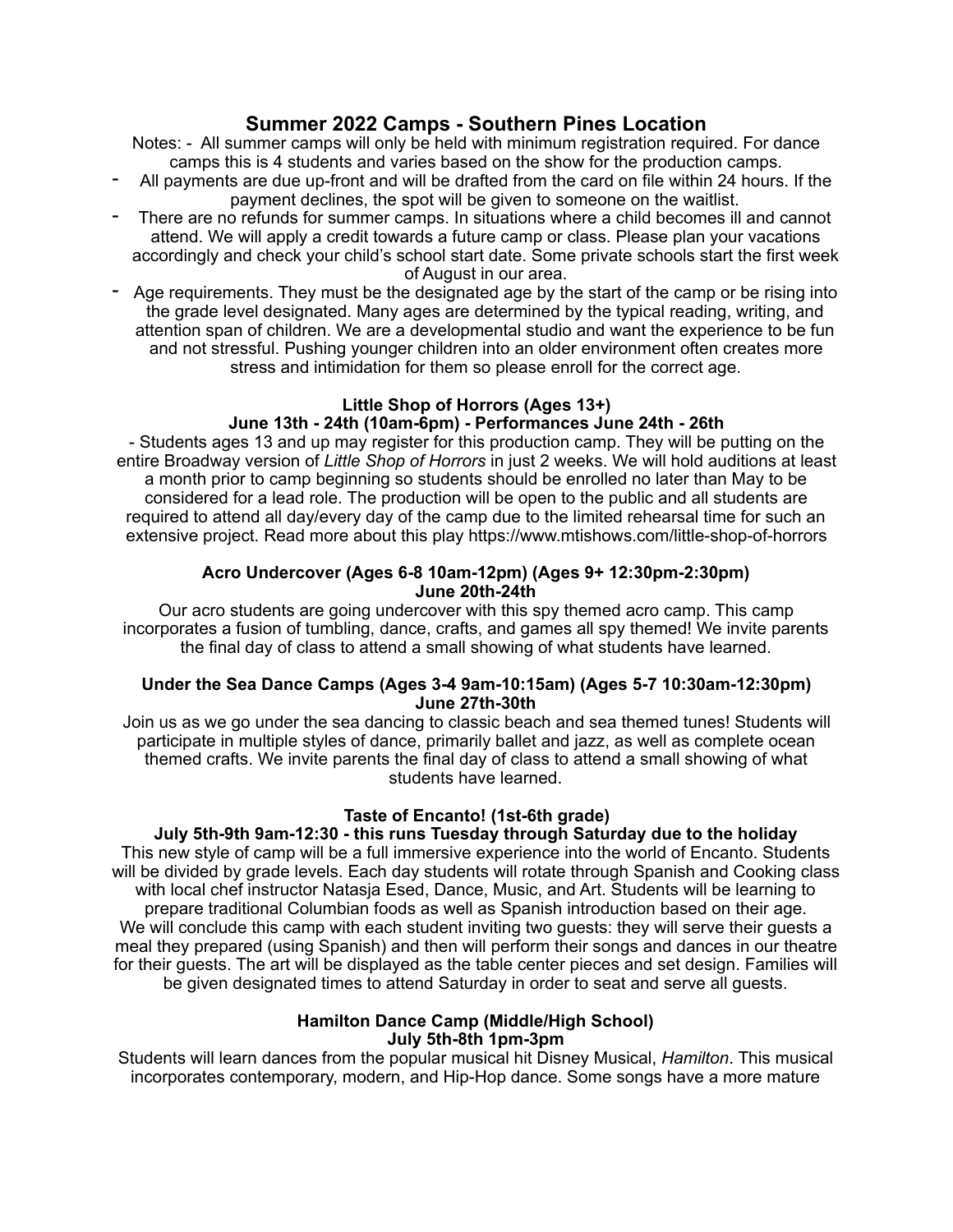# Summary 2022 Camps - Southern Pines Location

Notes: - All summer camps will only be held with minimum registration required. For dance camps this is 4 students and varies based on the show for the production camps.

- All payments are due up-front and will be drafted from the card on file within 24 hours. If the payment declines, the spot will be given to someone on the waitlist.
- There are no refunds for summer camps. In situations where a child becomes ill and cannot attend. We will apply a credit towards a future camp or class. Please plan your vacations accordingly and check your child's school start date. Some private schools start the first week of August in our area.
- Age requirements. They must be the designated age by the start of the camp or be rising into the grade level designated. Many ages are determined by the typical reading, writing, and attention span of children. We are a developmental studio and want the experience to be fun and not stressful. Pushing younger children into an older environment often creates more stress and intimidation for them so please enroll for the correct age.

### Little Shop of Horrors (Ages 13+)
### June 13th - 24th (10am-6pm) - Performances June 24th - 26th

- Students ages 13 and up may register for this production camp. They will be putting on the entire Broadway version of *Little Shop of Horrors* in just 2 weeks. We will hold auditions at least a month prior to camp beginning so students should be enrolled no later than May to be considered for a lead role. The production will be open to the public and all students are required to attend all day/every day of the camp due to the limited rehearsal time for such an extensive project. Read more about this play https://www.mtishows.com/little-shop-of-horrors

### Acro Undercover (Ages 6-8 10am-12pm) (Ages 9+ 12:30pm-2:30pm)
### June 20th-24th

Our acro students are going undercover with this spy themed acro camp. This camp incorporates a fusion of tumbling, dance, crafts, and games all spy themed! We invite parents the final day of class to attend a small showing of what students have learned.

### Under the Sea Dance Camps (Ages 3-4 9am-10:15am) (Ages 5-7 10:30am-12:30pm)
### June 27th-30th

Join us as we go under the sea dancing to classic beach and sea themed tunes! Students will participate in multiple styles of dance, primarily ballet and jazz, as well as complete ocean themed crafts. We invite parents the final day of class to attend a small showing of what students have learned.

### Taste of Encanto! (1st-6th grade)
### July 5th-9th 9am-12:30 - this runs Tuesday through Saturday due to the holiday

This new style of camp will be a full immersive experience into the world of Encanto. Students will be divided by grade levels. Each day students will rotate through Spanish and Cooking class with local chef instructor Natasja Esed, Dance, Music, and Art. Students will be learning to prepare traditional Columbian foods as well as Spanish introduction based on their age. We will conclude this camp with each student inviting two guests: they will serve their guests a meal they prepared (using Spanish) and then will perform their songs and dances in our theatre for their guests. The art will be displayed as the table center pieces and set design. Families will be given designated times to attend Saturday in order to seat and serve all guests.

### Hamilton Dance Camp (Middle/High School)
### July 5th-8th 1pm-3pm

Students will learn dances from the popular musical hit Disney Musical, *Hamilton*. This musical incorporates contemporary, modern, and Hip-Hop dance. Some songs have a more mature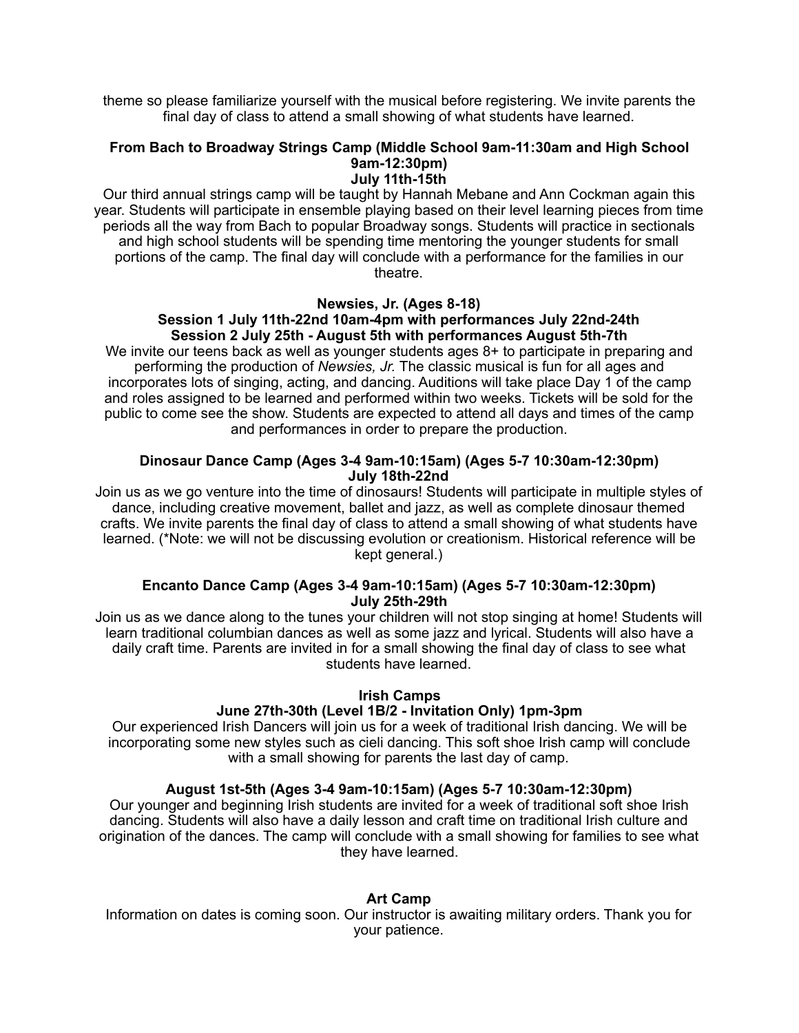theme so please familiarize yourself with the musical before registering. We invite parents the final day of class to attend a small showing of what students have learned.

**From Bach to Broadway Strings Camp (Middle School 9am-11:30am and High School 9am-12:30pm)**
**July 11th-15th**

Our third annual strings camp will be taught by Hannah Mebane and Ann Cockman again this year. Students will participate in ensemble playing based on their level learning pieces from time periods all the way from Bach to popular Broadway songs. Students will practice in sectionals and high school students will be spending time mentoring the younger students for small portions of the camp. The final day will conclude with a performance for the families in our theatre.

**Newsies, Jr. (Ages 8-18)**
**Session 1 July 11th-22nd 10am-4pm with performances July 22nd-24th**
**Session 2 July 25th - August 5th with performances August 5th-7th**

We invite our teens back as well as younger students ages 8+ to participate in preparing and performing the production of *Newsies, Jr.* The classic musical is fun for all ages and incorporates lots of singing, acting, and dancing. Auditions will take place Day 1 of the camp and roles assigned to be learned and performed within two weeks. Tickets will be sold for the public to come see the show. Students are expected to attend all days and times of the camp and performances in order to prepare the production.

**Dinosaur Dance Camp (Ages 3-4 9am-10:15am) (Ages 5-7 10:30am-12:30pm)**
**July 18th-22nd**

Join us as we go venture into the time of dinosaurs! Students will participate in multiple styles of dance, including creative movement, ballet and jazz, as well as complete dinosaur themed crafts. We invite parents the final day of class to attend a small showing of what students have learned. (*Note: we will not be discussing evolution or creationism. Historical reference will be kept general.)

**Encanto Dance Camp (Ages 3-4 9am-10:15am) (Ages 5-7 10:30am-12:30pm)**
**July 25th-29th**

Join us as we dance along to the tunes your children will not stop singing at home! Students will learn traditional columbian dances as well as some jazz and lyrical. Students will also have a daily craft time. Parents are invited in for a small showing the final day of class to see what students have learned.

**Irish Camps**
**June 27th-30th (Level 1B/2 - Invitation Only) 1pm-3pm**

Our experienced Irish Dancers will join us for a week of traditional Irish dancing. We will be incorporating some new styles such as cieli dancing. This soft shoe Irish camp will conclude with a small showing for parents the last day of camp.

**August 1st-5th (Ages 3-4 9am-10:15am) (Ages 5-7 10:30am-12:30pm)**

Our younger and beginning Irish students are invited for a week of traditional soft shoe Irish dancing. Students will also have a daily lesson and craft time on traditional Irish culture and origination of the dances. The camp will conclude with a small showing for families to see what they have learned.

**Art Camp**

Information on dates is coming soon. Our instructor is awaiting military orders. Thank you for your patience.